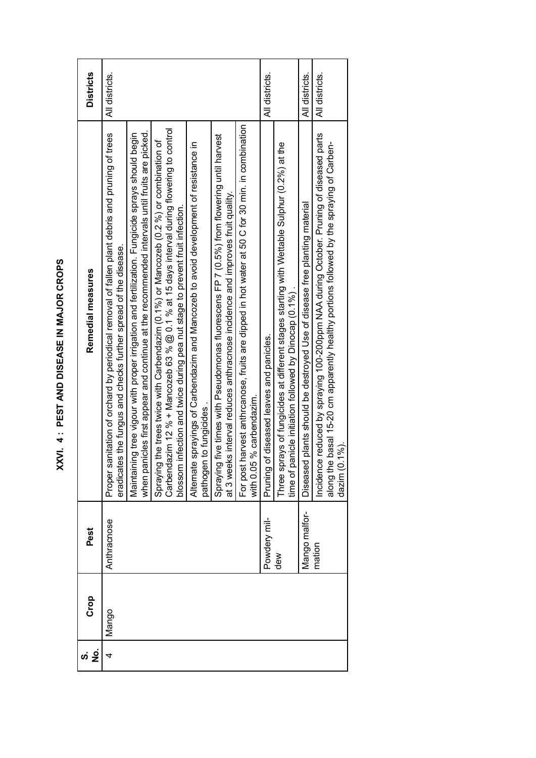# XXVI. 4 : PEST AND DISEASE IN MAJOR CROPS

| S. No. | Crop | Pest | Remedial measures | Districts |
|---|---|---|---|---|
| 4 | Mango | Anthracnose | Proper sanitation of orchard by periodical removal of fallen plant debris and pruning of trees eradicates the fungus and checks further spread of the disease. | All districts. |
| | | | Maintaining tree vigour with proper irrigation and fertilization. Fungicide sprays should begin when panicles first appear and continue at the recommended intervals until fruits are picked. | |
| | | | Spraying the trees twice with Carbendazim (0.1%) or Mancozeb (0.2 %) or combination of Carbendazim 12 % + Mancozeb 63 % @ 0.1 % at 15 days interval during flowering to control blossom infection and twice during pea nut stage to prevent fruit infection. | |
| | | | Alternate sprayings of Carbendazim and Mancozeb to avoid development of resistance in pathogen to fungicides . | |
| | | | Spraying five times with Pseudomonas fluorescens FP 7 (0.5%) from flowering until harvest at 3 weeks interval reduces anthracnose incidence and improves fruit quality. | |
| | | | For post harvest anthrcanose, fruits are dipped in hot water at 50 C for 30 min. in combination with 0.05 % carbendazim. | |
| | | Powdery mildew | Pruning of diseased leaves and panicles. | All districts. |
| | | | Three sprays of fungicides at different stages starting with Wettable Sulphur (0.2%) at the time of panicle initiation followed by Dinocap (0.1%) . | |
| | | Mango malformation | Diseased plants should be destroyed Use of disease free planting material | All districts. |
| | | | Incidence reduced by spraying 100-200ppm NAA during October. Pruning of diseased parts along the basal 15-20 cm apparently healthy portions followed by the spraying of Carbendazim (0.1%). | All districts. |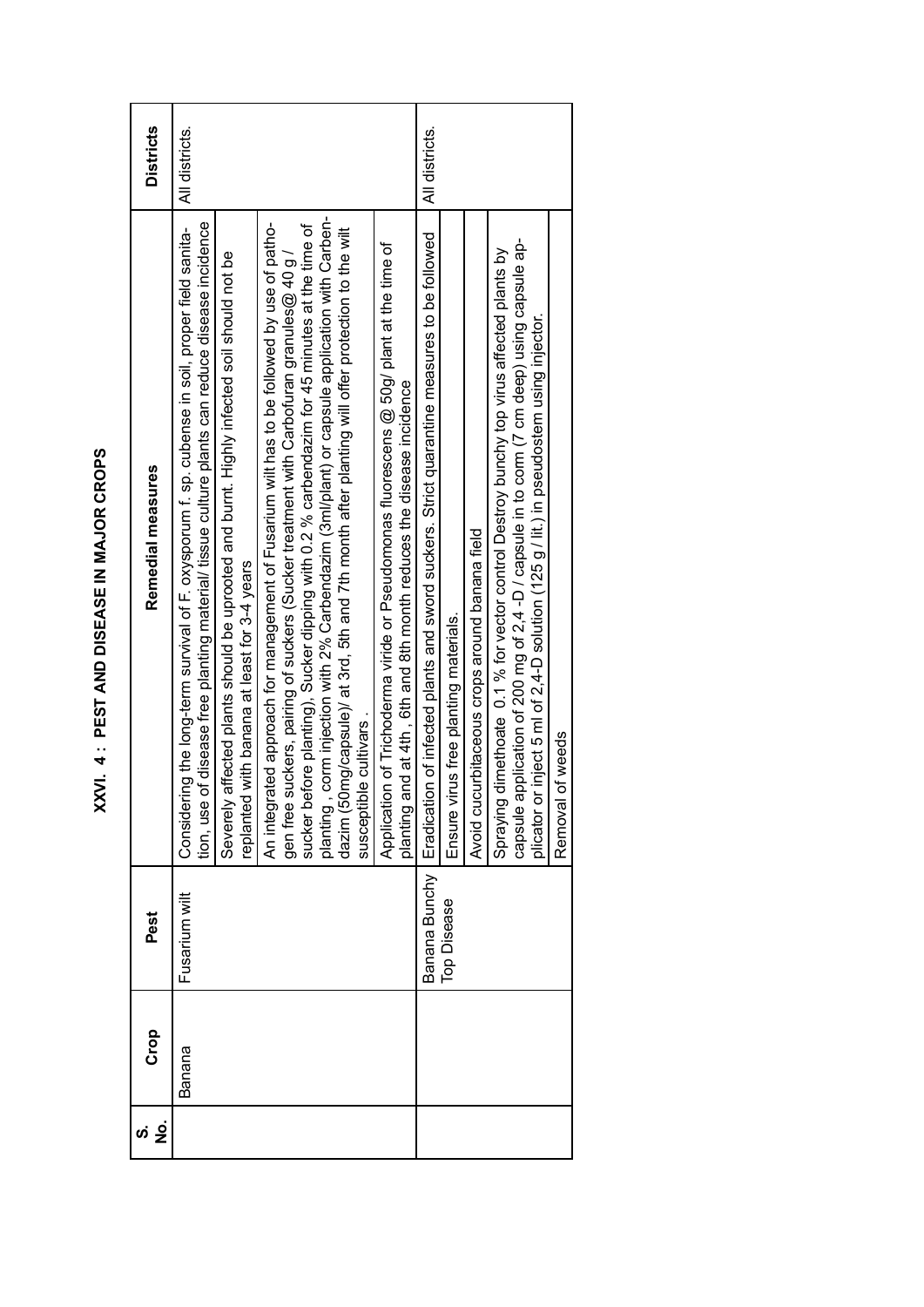# XXVI. 4 : PEST AND DISEASE IN MAJOR CROPS

| S. No. | Crop | Pest | Remedial measures | Districts |
|---|---|---|---|---|
| | Banana | Fusarium wilt | Considering the long-term survival of F. oxysporum f. sp. cubense in soil, proper field sanitation, use of disease free planting material/ tissue culture plants can reduce disease incidence | All districts. |
| | | | Severely affected plants should be uprooted and burnt. Highly infected soil should not be replanted with banana at least for 3-4 years | |
| | | | An integrated approach for management of Fusarium wilt has to be followed by use of pathogen free suckers, pairing of suckers (Sucker treatment with Carbofuran granules@ 40 g / sucker before planting), Sucker dipping with 0.2 % carbendazim for 45 minutes at the time of planting , corm injection with 2% Carbendazim (3ml/plant) or capsule application with Carbendazim (50mg/capsule)/ at 3rd, 5th and 7th month after planting will offer protection to the wilt susceptible cultivars . | |
| | | | Application of Trichoderma viride or Pseudomonas fluorescens @ 50g/ plant at the time of planting and at 4th , 6th and 8th month reduces the disease incidence | |
| | | Banana Bunchy Top Disease | Eradication of infected plants and sword suckers. Strict quarantine measures to be followed | All districts. |
| | | | Ensure virus free planting materials. | |
| | | | Avoid cucurbitaceous crops around banana field | |
| | | | Spraying dimethoate 0.1 % for vector control Destroy bunchy top virus affected plants by capsule application of 200 mg of 2,4 -D / capsule in to corm (7 cm deep) using capsule applicator or inject 5 ml of 2,4-D solution (125 g / lit.) in pseudostem using injector. | |
| | | | Removal of weeds | |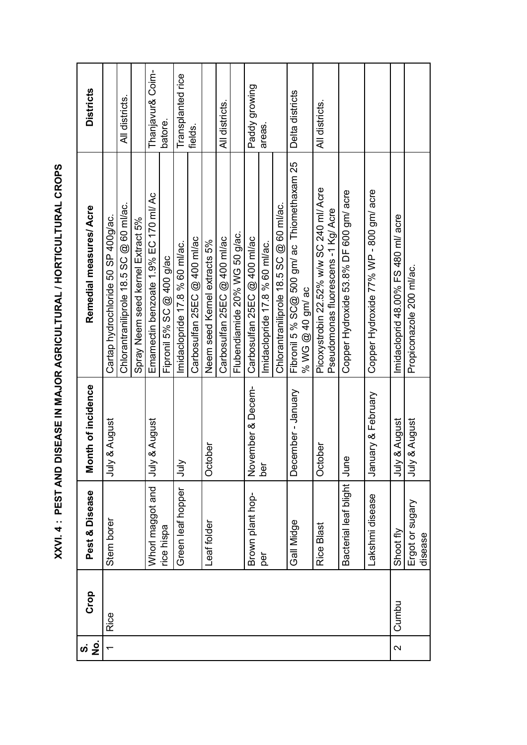# XXVI. 4 : PEST AND DISEASE IN MAJOR AGRICULTURAL / HORTICULTURAL CROPS

| S. No. | Crop | Pest & Disease | Month of incidence | Remedial measures/ Acre | Districts |
|---|---|---|---|---|---|
| 1 | Rice | Stem borer | July & August | Cartap hydrochloride 50 SP 400g/ac. | |
| | | | | Chlorantraniliprole 18.5 SC @ 60 ml/ac. | All districts. |
| | | | | Spray Neem seed kernel Extract 5% | |
| | | Whorl maggot and rice hispa | July & August | Emamectin benzoate 1.9% EC 170 ml/ Ac | Thanjavur& Coimbatore. |
| | | | | Fipronil 5% SC @ 400 g/ac | |
| | | Green leaf hopper | July | Imidaclopride 17.8 % 60 ml/ac. | Transplanted rice fields. |
| | | | | Carbosulfan 25EC @ 400 ml/ac | |
| | | Leaf folder | October | Neem seed Kernel extracts 5% | |
| | | | | Carbosulfan 25EC @ 400 ml/ac | All districts. |
| | | | | Flubendiamide 20% WG 50 g/ac. | |
| | | Brown plant hopper | November & December | Carbosulfan 25EC @ 400 ml/ac | Paddy growing areas. |
| | | | | Imidaclopride 17.8 % 60 ml/ac. | |
| | | | | Chlorantraniliprole 18.5 SC @ 60 ml/ac. | |
| | | Gall Midge | December - January | Fibronil 5 % SC@ 500 gm/ ac Thiomethaxam 25 % WG @ 40 gm/ ac | Delta districts |
| | | Rice Blast | October | Picoxystrobin 22.52% w/w SC 240 ml/ Acre Pseudomonas fluorescens -1 Kg/ Acre | All districts. |
| | | Bacterial leaf blight | June | Copper Hydroxide 53.8% DF 600 gm/ acre | |
| | | Lakshmi disease | January & February | Copper Hydroxide 77% WP - 800 gm/ acre | |
| 2 | Cumbu | Shoot fly | July & August | Imidacloprid 48.00% FS 480 ml/ acre | |
| | | Ergot or sugary disease | July & August | Propiconazole 200 ml/ac. | |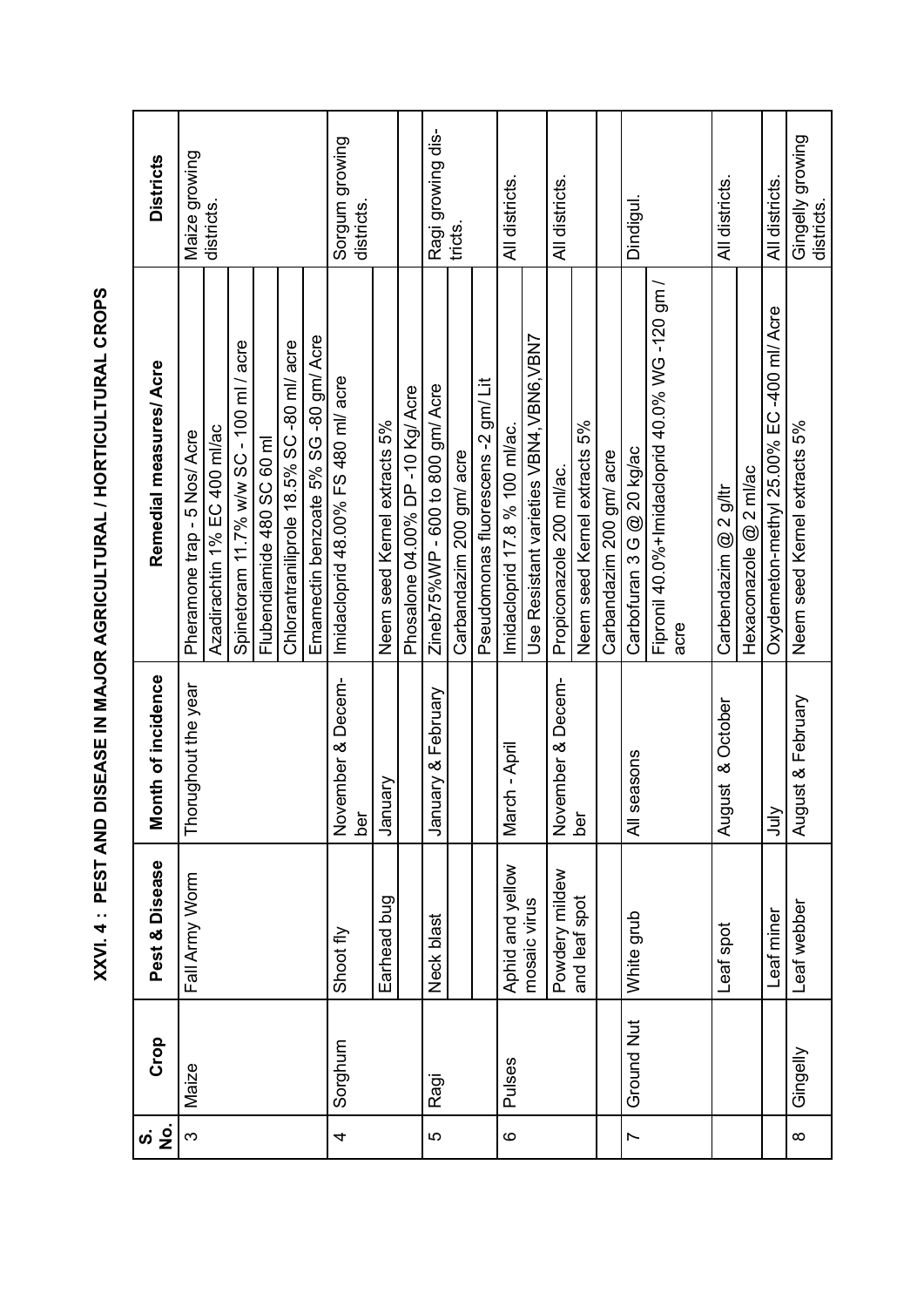## XXVI. 4 : PEST AND DISEASE IN MAJOR AGRICULTURAL / HORTICULTURAL CROPS

| S. No. | Crop | Pest & Disease | Month of incidence | Remedial measures/ Acre | Districts |
|---|---|---|---|---|---|
| 3 | Maize | Fall Army Worm | Thorughout the year | Pheramone trap - 5 Nos/ Acre | Maize growing districts. |
| | | | | Azadirachtin 1% EC 400 ml/ac | |
| | | | | Spinetoram 11.7% w/w SC - 100 ml / acre | |
| | | | | Flubendiamide 480 SC 60 ml | |
| | | | | Chlorantraniliprole 18.5% SC -80 ml/ acre | |
| | | | | Emamectin benzoate 5% SG -80 gm/ Acre | |
| 4 | Sorghum | Shoot fly | November & December | Imidacloprid 48.00% FS 480 ml/ acre | Sorgum growing districts. |
| | | Earhead bug | January | Neem seed Kernel extracts 5% | |
| | | | | Phosalone 04.00% DP -10 Kg/ Acre | |
| 5 | Ragi | Neck blast | January & February | Zineb75%WP - 600 to 800 gm/ Acre | Ragi growing districts. |
| | | | | Carbandazim 200 gm/ acre | |
| | | | | Pseudomonas fluorescens -2 gm/ Lit | |
| 6 | Pulses | Aphid and yellow mosaic virus | March - April | Imidacloprid 17.8 % 100 ml/ac. | All districts. |
| | | | | Use Resistant varieties VBN4,VBN6,VBN7 | |
| | | Powdery mildew and leaf spot | November & December | Propiconazole 200 ml/ac. | All districts. |
| | | | | Neem seed Kernel extracts 5% | |
| | | | | Carbandazim 200 gm/ acre | |
| 7 | Ground Nut | White grub | All seasons | Carbofuran 3 G @ 20 kg/ac | Dindigul. |
| | | | | Fipronil 40.0%+Imidacloprid 40.0% WG -120 gm / acre | |
| | | Leaf spot | August & October | Carbendazim @ 2 g/ltr | All districts. |
| | | | | Hexaconazole @ 2 ml/ac | |
| | | Leaf miner | July | Oxydemeton-methyl 25.00% EC -400 ml/ Acre | All districts. |
| 8 | Gingelly | Leaf webber | August & February | Neem seed Kernel extracts 5% | Gingelly growing districts. |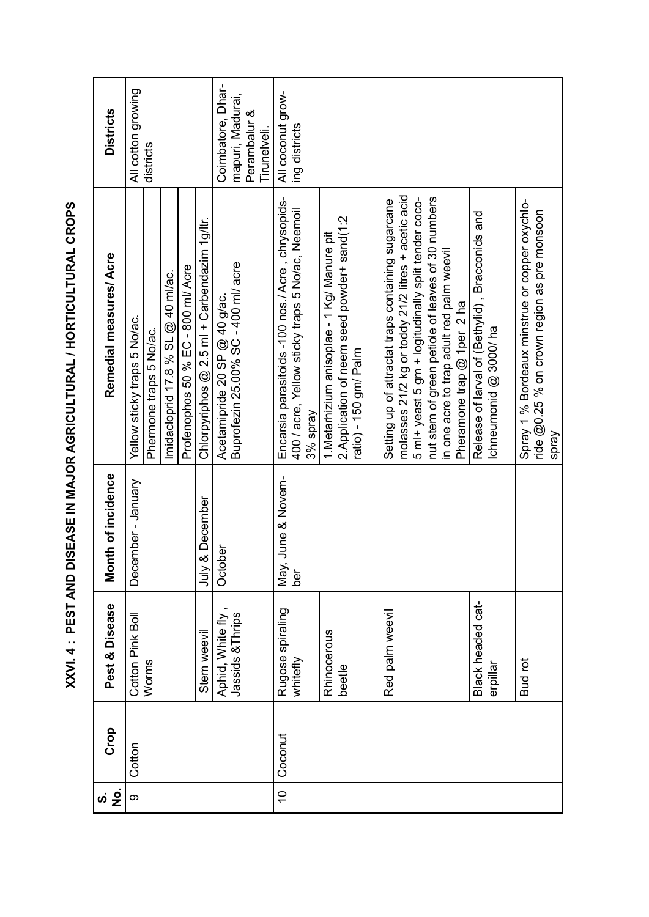# XXVI. 4 : PEST AND DISEASE IN MAJOR AGRICULTURAL / HORTICULTURAL CROPS

| S. No. | Crop | Pest & Disease | Month of incidence | Remedial measures/ Acre | Districts |
|---|---|---|---|---|---|
| 9 | Cotton | Cotton Pink Boll Worms | December - January | Yellow sticky traps 5 No/ac. | All cotton growing districts |
| | | | | Phermone traps 5 No/ac. | |
| | | | | Imidacloprid 17.8 % SL @ 40 ml/ac. | |
| | | | | Profenophos 50 % EC - 800 ml/ Acre | |
| | | Stem weevil | July & December | Chlorpyriphos @ 2.5 ml + Carbendazim 1g/ltr. | |
| | | Aphid, White fly , Jassids &Thrips | October | Acetamipride 20 SP @ 40 g/ac. Buprofezin 25.00% SC - 400 ml/ acre | Coimbatore, Dharmapuri, Madurai, Perambalur & Tirunelveli. |
| 10 | Coconut | Rugose spiraling whitefly | May, June & November | Encarsia parasitoids -100 nos./ Acre , chrysopids- 400 / acre, Yellow sticky traps 5 No/ac, Neemoil 3% spray | All coconut growing districts |
| | | Rhinocerous beetle | | 1.Metarhizium anisoplae - 1 Kg/ Manure pit 2.Application of neem seed powder+ sand(1:2 ratio) - 150 gm/ Palm | |
| | | Red palm weevil | | Setting up of attractat traps containing sugarcane molasses 21/2 kg or toddy 21/2 litres + acetic acid 5 ml+ yeast 5 gm + logitudinally split tender coconut stem of green petiole of leaves of 30 numbers in one acre to trap adult red palm weevil Pheramone trap @ 1per 2 ha | |
| | | Black headed caterpillar | | Release of larval of (Bethylid) , Bracconids and Ichneumonid @ 3000/ ha | |
| | | Bud rot | | Spray 1 % Bordeaux minstrue or copper oxychloride @0.25 % on crown region as pre monsoon spray | |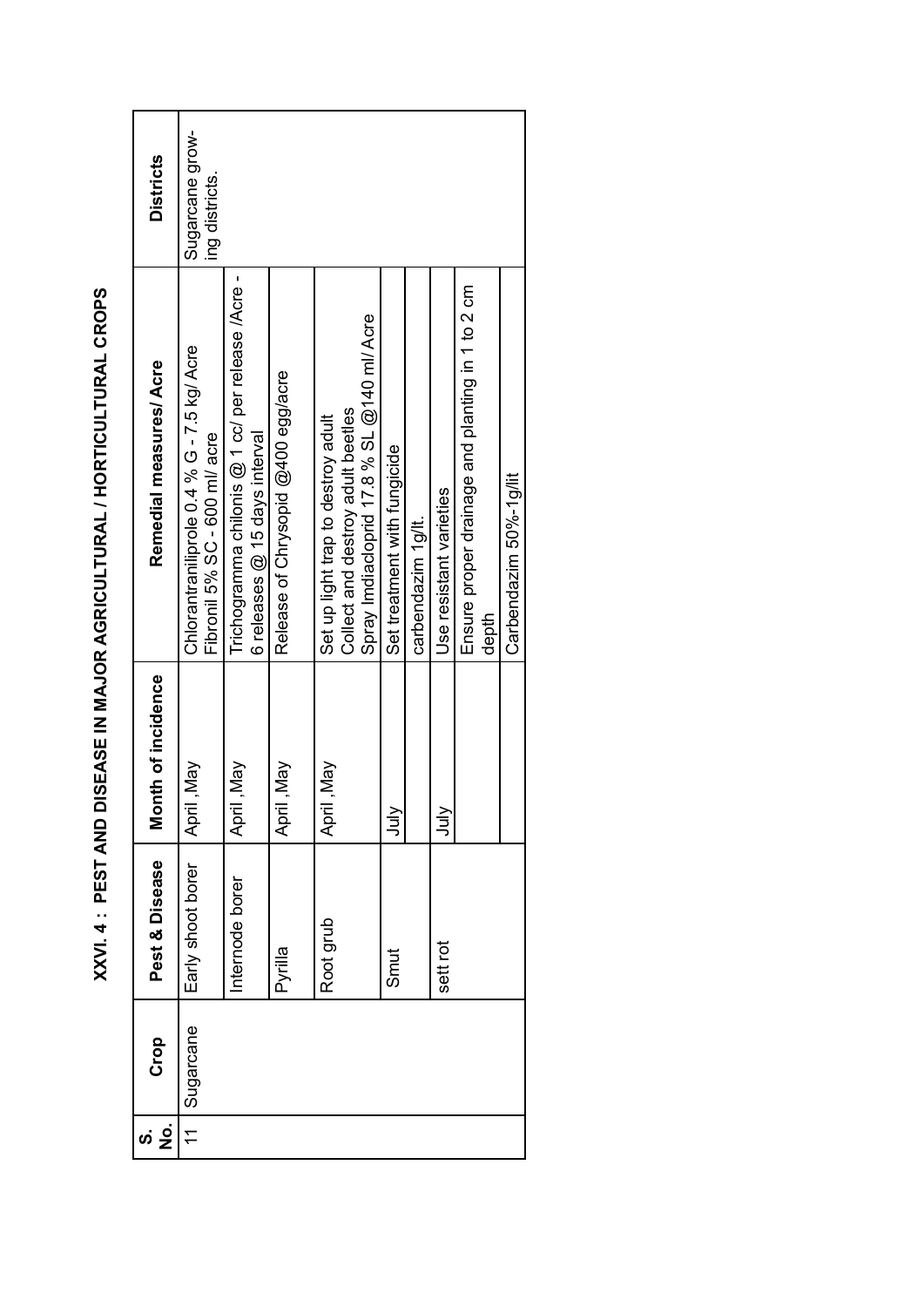# XXVI. 4 : PEST AND DISEASE IN MAJOR AGRICULTURAL / HORTICULTURAL CROPS

| S. No. | Crop | Pest & Disease | Month of incidence | Remedial measures/ Acre | Districts |
|---|---|---|---|---|---|
| 11 | Sugarcane | Early shoot borer | April ,May | Chlorantraniliprole 0.4 % G - 7.5 kg/ Acre<br>Fibronil 5% SC - 600 ml/ acre | Sugarcane growing districts. |
| | | Internode borer | April ,May | Trichogramma chilonis @ 1 cc/ per release /Acre - 6 releases @ 15 days interval | |
| | | Pyrilla | April ,May | Release of Chrysopid @400 egg/acre | |
| | | Root grub | April ,May | Set up light trap to destroy adult<br>Collect and destroy adult beetles<br>Spray Imdiacloprid 17.8 % SL @140 ml/ Acre | |
| | | Smut | July | Set treatment with fungicide | |
| | | | | carbendazim 1g/lt. | |
| | | sett rot | July | Use resistant varieties | |
| | | | | Ensure proper drainage and planting in 1 to 2 cm depth | |
| | | | | Carbendazim 50%-1g/lit | |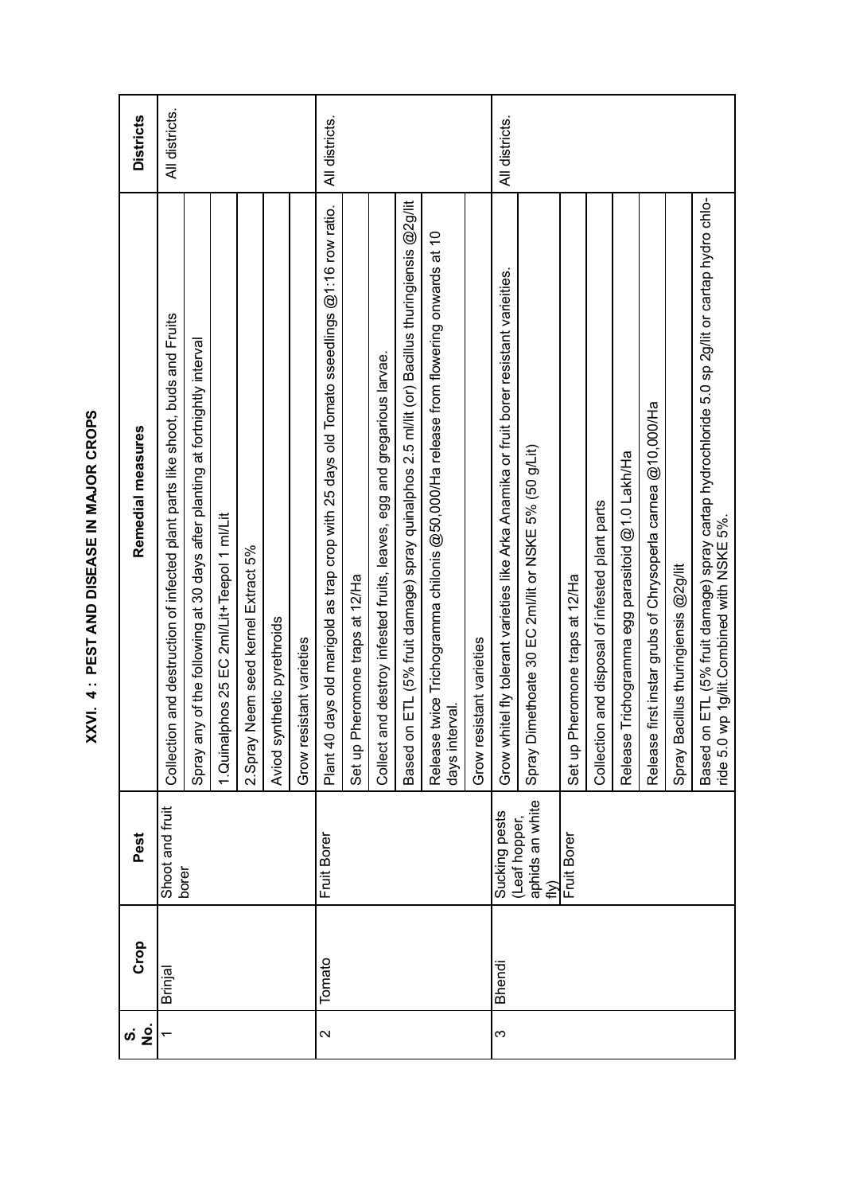# XXVI. 4 : PEST AND DISEASE IN MAJOR CROPS

| S. No. | Crop | Pest | Remedial measures | Districts |
|---|---|---|---|---|
| 1 | Brinjal | Shoot and fruit borer | Collection and destruction of infected plant parts like shoot, buds and Fruits | All districts. |
| | | | Spray any of the following at 30 days after planting at fortnightly interval | |
| | | | 1.Quinalphos 25 EC 2ml/Lit+Teepol 1 ml/Lit | |
| | | | 2.Spray Neem seed kernel Extract 5% | |
| | | | Aviod synthetic pyrethroids | |
| | | | Grow resistant varieties | |
| 2 | Tomato | Fruit Borer | Plant 40 days old marigold as trap crop with 25 days old Tomato sseedlings @1:16 row ratio. | All districts. |
| | | | Set up Pheromone traps at 12/Ha | |
| | | | Collect and destroy infested fruits, leaves, egg and gregarious larvae. | |
| | | | Based on ETL (5% fruit damage) spray quinalphos 2.5 ml/lit (or) Bacillus thuringiensis @2g/lit | |
| | | | Release twice Trichogramma chilonis @50,000/Ha release from flowering onwards at 10 days interval. | |
| | | | Grow resistant varieties | |
| 3 | Bhendi | Sucking pests (Leaf hopper, aphids an white fly) | Grow whitel fly tolerant varieties like Arka Anamika or fruit borer resistant varieties. | All districts. |
| | | | Spray Dimethoate 30 EC 2ml/lit or NSKE 5% (50 g/Lit) | |
| | | Fruit Borer | Set up Pheromone traps at 12/Ha | |
| | | | Collection and disposal of infested plant parts | |
| | | | Release Trichogramma egg parasitoid @1.0 Lakh/Ha | |
| | | | Release first instar grubs of Chrysoperla carnea @10,000/Ha | |
| | | | Spray Bacillus thuringiensis @2g/lit | |
| | | | Based on ETL (5% fruit damage) spray cartap hydrochloride 5.0 sp 2g/lit or cartap hydro chlo-ride 5.0 wp 1g/lit.Combined with NSKE 5%. | |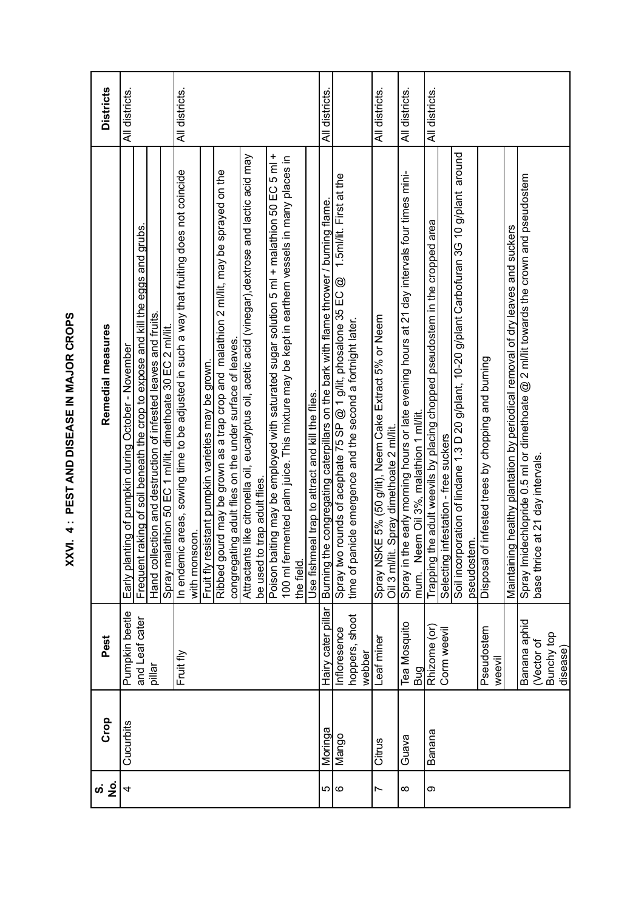# XXVI. 4 : PEST AND DISEASE IN MAJOR CROPS

| S. No. | Crop | Pest | Remedial measures | Districts |
|---|---|---|---|---|
| 4 | Cucurbits | Pumpkin beetle and Leaf cater pillar | Early planting of pumpkin during October - November | All districts. |
| | | | Frequent raking of soil beneath the crop to expose and kill the eggs and grubs. | |
| | | | Hand collection and destruction of infested leaves and fruits. | |
| | | | Spray malathion 50 EC 1 ml/lit, dimethoate 30 EC 2 ml/lit. | |
| | | Fruit fly | In endemic areas, sowing time to be adjusted in such a way that fruiting does not coincide with monsoon. | All districts. |
| | | | Fruit fly resistant pumpkin varieties may be grown. | |
| | | | Ribbed gourd may be grown as a trap crop and malathion 2 ml/lit, may be sprayed on the congregating adult flies on the under surface of leaves. | |
| | | | Attractants like citronella oil, eucalyptus oil, acetic acid (vinegar),dextrose and lactic acid may be used to trap adult flies. | |
| | | | Poison baiting may be employed with saturated sugar solution 5 ml + malathion 50 EC 5 ml + 100 ml fermented palm juice. This mixture may be kept in earthern vessels in many places in the field. | |
| | | | Use fishmeal trap to attract and kill the flies. | |
| 5 | Moringa | Hairy cater pillar | Burning the congregating caterpillars on the bark with flame thrower / burning flame. | All districts. |
| 6 | Mango | Infloresence hoppers, shoot webber | Spray two rounds of acephate 75 SP @ 1 g/lit, phosalone 35 EC @ 1.5ml/lit. First at the time of panicle emergence and the second a fortnight later. | |
| 7 | Citrus | Leaf miner | Spray NSKE 5% (50 g/lit), Neem Cake Extract 5% or Neem Oil 3 ml/lit. Spray dimethoate 2 ml/lit. | All districts. |
| 8 | Guava | Tea Mosquito Bug | Spray in the early morning hours or late evening hours at 21 day intervals four times minimum. Neem Oil 3%, malathion 1 ml/lit. | All districts. |
| 9 | Banana | Rhizome (or) Corm weevil | Trapping the adult weevils by placing chopped pseudostem in the cropped area | All districts. |
| | | | Selecting infestation - free suckers | |
| | | | Soil incorporation of lindane 1.3 D 20 g/plant, 10-20 g/plant Carbofuran 3G 10 g/plant around pseudostem. | |
| | | Pseudostem weevil | Disposal of infested trees by chopping and burning | |
| | | | Maintaining healthy plantation by periodical removal of dry leaves and suckers | |
| | | Banana aphid (Vector of Bunchy top disease) | Spray Imidechloride 0.5 ml or dimethoate @ 2 ml/lit towards the crown and pseudostem base thrice at 21 day intervals. | |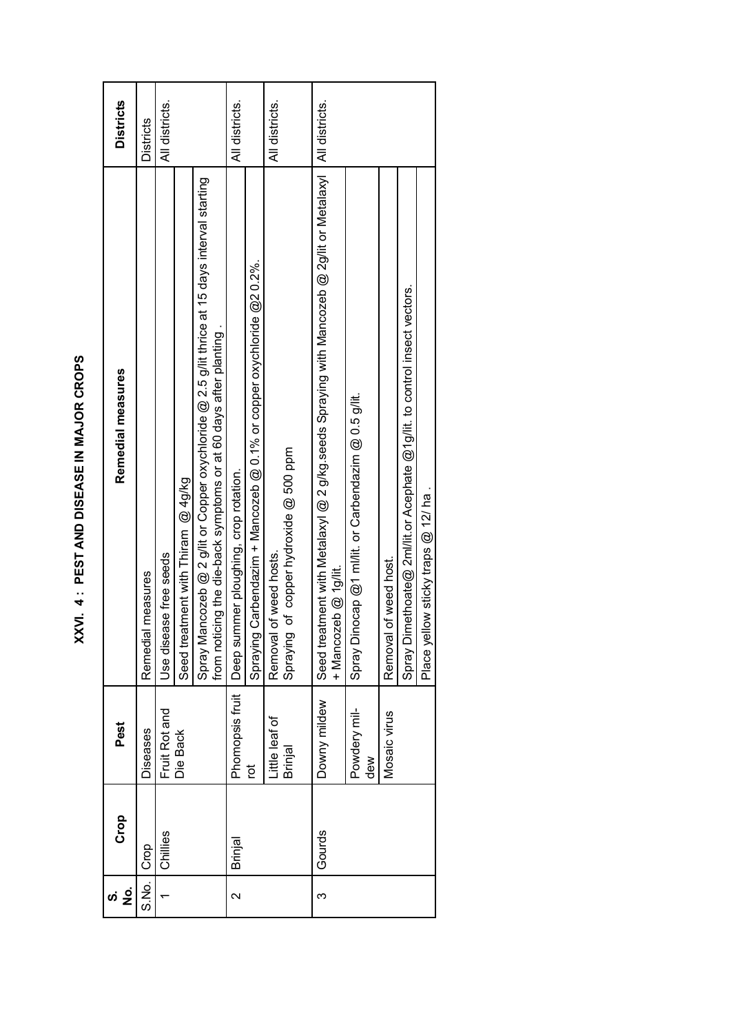# XXVI. 4 : PEST AND DISEASE IN MAJOR CROPS

| S. No. | Crop | Pest | Remedial measures | Districts |
|---|---|---|---|---|
| S.No. | Crop | Diseases | Remedial measures | Districts |
| 1 | Chillies | Fruit Rot and Die Back | Use disease free seeds | All districts. |
| | | | Seed treatment with Thiram @ 4g/kg | |
| | | | Spray Mancozeb @ 2 g/lit or Copper oxychloride @ 2.5 g/lit thrice at 15 days interval starting from noticing the die-back symptoms or at 60 days after planting . | |
| 2 | Brinjal | Phomopsis fruit rot | Deep summer ploughing, crop rotation. | All districts. |
| | | | Spraying Carbendazim + Mancozeb @ 0.1% or copper oxychloride @2 0.2%. | |
| | | Little leaf of Brinjal | Removal of weed hosts. Spraying of copper hydroxide @ 500 ppm | All districts. |
| 3 | Gourds | Downy mildew | Seed treatment with Metalaxyl @ 2 g/kg.seeds Spraying with Mancozeb @ 2g/lit or Metalaxyl + Mancozeb @ 1g/lit. | All districts. |
| | | Powdery mildew | Spray Dinocap @1 ml/lit. or Carbendazim @ 0.5 g/lit. | |
| | | Mosaic virus | Removal of weed host. | |
| | | | Spray Dimethoate@ 2ml/lit.or Acephate @1g/lit. to control insect vectors. | |
| | | | Place yellow sticky traps @ 12/ ha . | |